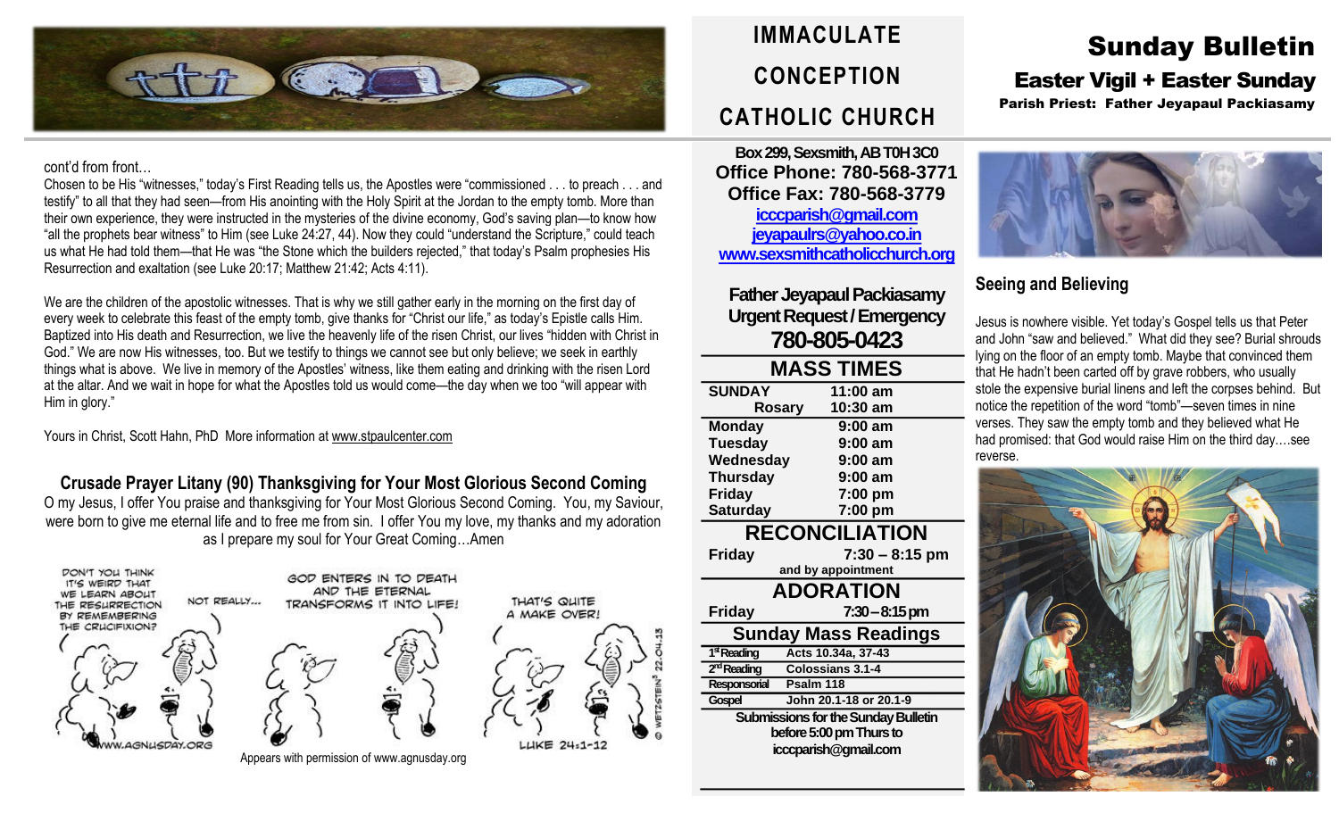# IMMACULATE CONCEPTION CATHOLIC CHURCH

# Sunday Bulletin

## Easter Vigil + Easter Sunday

**Parish Priest: Father Jeyapaul Packiasamy**

cont'd from front…

Chosen to be His "witnesses," today's First Reading tells us, the Apostles were "commissioned . . . to preach . . . and testify" to all that they had seen—from His anointing with the Holy Spirit at the Jordan to the empty tomb. More than their own experience, they were instructed in the mysteries of the divine economy, God's saving plan—to know how "all the prophets bear witness" to Him (see Luke 24:27, 44). Now they could "understand the Scripture," could teach us what He had told them—that He was "the Stone which the builders rejected," that today's Psalm prophesies His Resurrection and exaltation (see Luke 20:17; Matthew 21:42; Acts 4:11).

We are the children of the apostolic witnesses. That is why we still gather early in the morning on the first day of every week to celebrate this feast of the empty tomb, give thanks for "Christ our life," as today's Epistle calls Him. Baptized into His death and Resurrection, we live the heavenly life of the risen Christ, our lives "hidden with Christ in God." We are now His witnesses, too. But we testify to things we cannot see but only believe; we seek in earthly things what is above. We live in memory of the Apostles' witness, like them eating and drinking with the risen Lord at the altar. And we wait in hope for what the Apostles told us would come—the day when we too "will appear with Him in glory."

Yours in Christ, Scott Hahn, PhD More information at www.stpaulcenter.com

### Crusade Prayer Litany (90) Thanksgiving for Your Most Glorious Second Coming

O my Jesus, I offer You praise and thanksgiving for Your Most Glorious Second Coming. You, my Saviour, were born to give me eternal life and to free me from sin. I offer You my love, my thanks and my adoration as I prepare my soul for Your Great Coming…Amen

Appears with permission of www.agnusday.org

**Box 299, Sexsmith, AB T0H 3C0**
**Office Phone: 780-568-3771**
**Office Fax: 780-568-3779**
icccparish@gmail.com
jeyapaulrs@yahoo.co.in
www.sexsmithcatholicchurch.org

**Father Jeyapaul Packiasamy**
**Urgent Request / Emergency**
**780-805-0423**

### MASS TIMES

| | |
|---|---|
| SUNDAY | 11:00 am |
| Rosary | 10:30 am |
| Monday | 9:00 am |
| Tuesday | 9:00 am |
| Wednesday | 9:00 am |
| Thursday | 9:00 am |
| Friday | 7:00 pm |
| Saturday | 7:00 pm |

### RECONCILIATION

Friday 7:30 – 8:15 pm
and by appointment

### ADORATION

Friday 7:30 – 8:15 pm

### Sunday Mass Readings

| | |
|---|---|
| 1st Reading | Acts 10.34a, 37-43 |
| 2nd Reading | Colossians 3.1-4 |
| Responsorial | Psalm 118 |
| Gospel | John 20.1-18 or 20.1-9 |

**Submissions for the Sunday Bulletin before 5:00 pm Thurs to icccparish@gmail.com**

### Seeing and Believing

Jesus is nowhere visible. Yet today's Gospel tells us that Peter and John "saw and believed." What did they see? Burial shrouds lying on the floor of an empty tomb. Maybe that convinced them that He hadn't been carted off by grave robbers, who usually stole the expensive burial linens and left the corpses behind. But notice the repetition of the word "tomb"—seven times in nine verses. They saw the empty tomb and they believed what He had promised: that God would raise Him on the third day….see reverse.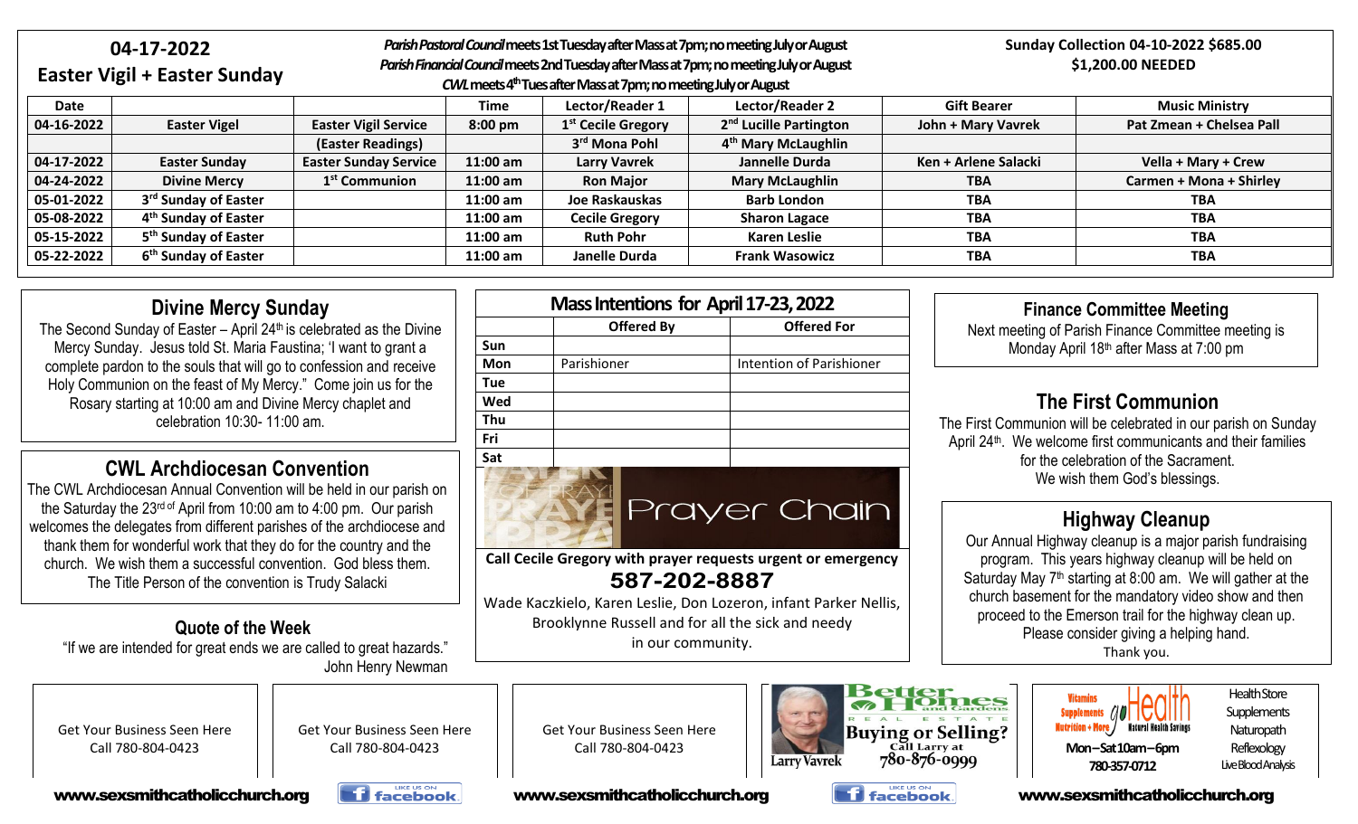**04-17-2022**

**Easter Vigil + Easter Sunday**

***Parish Pastoral Council* meets 1st Tuesday after Mass at 7pm; no meeting July or August**
***Parish Financial Council* meets 2nd Tuesday after Mass at 7pm; no meeting July or August**
***CWL* meets 4th Tues after Mass at 7pm; no meeting July or August**

**Sunday Collection 04-10-2022 $685.00**
**$1,200.00 NEEDED**

| Date | | | Time | Lector/Reader 1 | Lector/Reader 2 | Gift Bearer | Music Ministry |
|---|---|---|---|---|---|---|---|
| 04-16-2022 | Easter Vigel | Easter Vigil Service | 8:00 pm | 1st Cecile Gregory | 2nd Lucille Partington | John + Mary Vavrek | Pat Zmean + Chelsea Pall |
| | | (Easter Readings) | | 3rd Mona Pohl | 4th Mary McLaughlin | | |
| 04-17-2022 | Easter Sunday | Easter Sunday Service | 11:00 am | Larry Vavrek | Jannelle Durda | Ken + Arlene Salacki | Vella + Mary + Crew |
| 04-24-2022 | Divine Mercy | 1st Communion | 11:00 am | Ron Major | Mary McLaughlin | TBA | Carmen + Mona + Shirley |
| 05-01-2022 | 3rd Sunday of Easter | | 11:00 am | Joe Raskauskas | Barb London | TBA | TBA |
| 05-08-2022 | 4th Sunday of Easter | | 11:00 am | Cecile Gregory | Sharon Lagace | TBA | TBA |
| 05-15-2022 | 5th Sunday of Easter | | 11:00 am | Ruth Pohr | Karen Leslie | TBA | TBA |
| 05-22-2022 | 6th Sunday of Easter | | 11:00 am | Janelle Durda | Frank Wasowicz | TBA | TBA |

## Divine Mercy Sunday

The Second Sunday of Easter – April 24th is celebrated as the Divine Mercy Sunday. Jesus told St. Maria Faustina; 'I want to grant a complete pardon to the souls that will go to confession and receive Holy Communion on the feast of My Mercy." Come join us for the Rosary starting at 10:00 am and Divine Mercy chaplet and celebration 10:30- 11:00 am.

## CWL Archdiocesan Convention

The CWL Archdiocesan Annual Convention will be held in our parish on the Saturday the 23rd of April from 10:00 am to 4:00 pm. Our parish welcomes the delegates from different parishes of the archdiocese and thank them for wonderful work that they do for the country and the church. We wish them a successful convention. God bless them. The Title Person of the convention is Trudy Salacki

## Quote of the Week

"If we are intended for great ends we are called to great hazards."
John Henry Newman

## Mass Intentions for April 17-23, 2022

| | Offered By | Offered For |
|---|---|---|
| Sun | | |
| Mon | Parishioner | Intention of Parishioner |
| Tue | | |
| Wed | | |
| Thu | | |
| Fri | | |
| Sat | | |

## Prayer Chain

**Call Cecile Gregory with prayer requests urgent or emergency**

**587-202-8887**

Wade Kaczkielo, Karen Leslie, Don Lozeron, infant Parker Nellis, Brooklynne Russell and for all the sick and needy in our community.

## Finance Committee Meeting

Next meeting of Parish Finance Committee meeting is Monday April 18th after Mass at 7:00 pm

## The First Communion

The First Communion will be celebrated in our parish on Sunday April 24th. We welcome first communicants and their families for the celebration of the Sacrament. We wish them God's blessings.

## Highway Cleanup

Our Annual Highway cleanup is a major parish fundraising program. This years highway cleanup will be held on Saturday May 7th starting at 8:00 am. We will gather at the church basement for the mandatory video show and then proceed to the Emerson trail for the highway clean up. Please consider giving a helping hand.
Thank you.

Get Your Business Seen Here
Call 780-804-0423

Get Your Business Seen Here
Call 780-804-0423

Get Your Business Seen Here
Call 780-804-0423

Better Homes and Gardens Real Estate
Buying or Selling? Call Larry at 780-876-0999
Larry Vavrek

Health — Vitamins, Supplements, Nutrition + More — Natural Health Savings
Health Store, Supplements, Naturopath, Reflexology, Live Blood Analysis
Mon – Sat 10am – 6pm
780-357-0712

www.sexsmithcatholicchurch.org — www.sexsmithcatholicchurch.org — www.sexsmithcatholicchurch.org